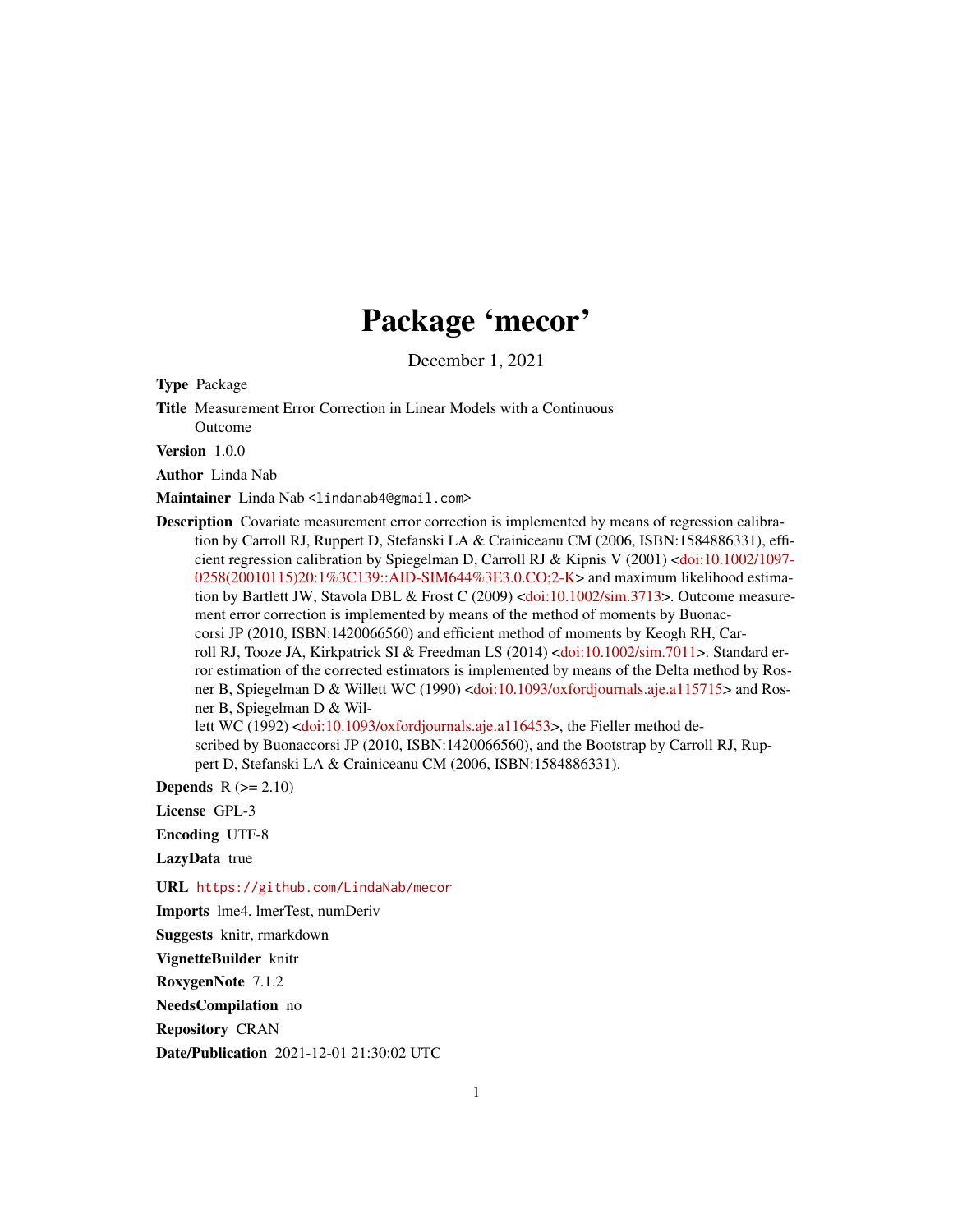# Package 'mecor'

December 1, 2021

**Type** Package

**Title** Measurement Error Correction in Linear Models with a Continuous Outcome

**Version** 1.0.0

**Author** Linda Nab

**Maintainer** Linda Nab <lindanab4@gmail.com>

**Description** Covariate measurement error correction is implemented by means of regression calibration by Carroll RJ, Ruppert D, Stefanski LA & Crainiceanu CM (2006, ISBN:1584886331), efficient regression calibration by Spiegelman D, Carroll RJ & Kipnis V (2001) <doi:10.1002/1097-0258(20010115)20:1%3C139::AID-SIM644%3E3.0.CO;2-K> and maximum likelihood estimation by Bartlett JW, Stavola DBL & Frost C (2009) <doi:10.1002/sim.3713>. Outcome measurement error correction is implemented by means of the method of moments by Buonaccorsi JP (2010, ISBN:1420066560) and efficient method of moments by Keogh RH, Carroll RJ, Tooze JA, Kirkpatrick SI & Freedman LS (2014) <doi:10.1002/sim.7011>. Standard error estimation of the corrected estimators is implemented by means of the Delta method by Rosner B, Spiegelman D & Willett WC (1990) <doi:10.1093/oxfordjournals.aje.a115715> and Rosner B, Spiegelman D & Willett WC (1992) <doi:10.1093/oxfordjournals.aje.a116453>, the Fieller method described by Buonaccorsi JP (2010, ISBN:1420066560), and the Bootstrap by Carroll RJ, Ruppert D, Stefanski LA & Crainiceanu CM (2006, ISBN:1584886331).

**Depends** R (>= 2.10)

**License** GPL-3

**Encoding** UTF-8

**LazyData** true

**URL** https://github.com/LindaNab/mecor

**Imports** lme4, lmerTest, numDeriv

**Suggests** knitr, rmarkdown

**VignetteBuilder** knitr

**RoxygenNote** 7.1.2

**NeedsCompilation** no

**Repository** CRAN

**Date/Publication** 2021-12-01 21:30:02 UTC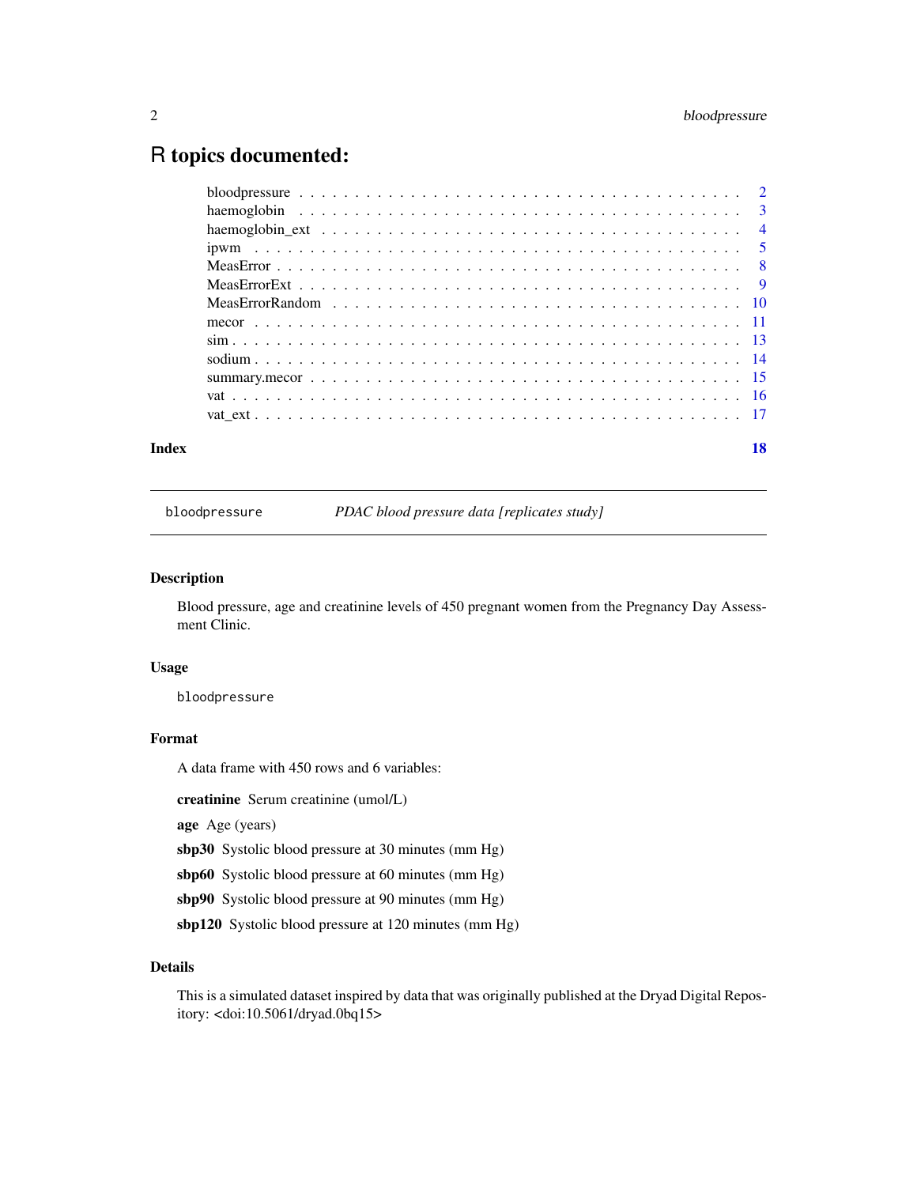# R topics documented:

| | |
|---|---|
| bloodpressure | 2 |
| haemoglobin | 3 |
| haemoglobin_ext | 4 |
| ipwm | 5 |
| MeasError | 8 |
| MeasErrorExt | 9 |
| MeasErrorRandom | 10 |
| mecor | 11 |
| sim | 13 |
| sodium | 14 |
| summary.mecor | 15 |
| vat | 16 |
| vat_ext | 17 |
| **Index** | **18** |

---

## bloodpressure — *PDAC blood pressure data [replicates study]*

### Description

Blood pressure, age and creatinine levels of 450 pregnant women from the Pregnancy Day Assessment Clinic.

### Usage

```
bloodpressure
```

### Format

A data frame with 450 rows and 6 variables:

**creatinine** Serum creatinine (umol/L)

**age** Age (years)

**sbp30** Systolic blood pressure at 30 minutes (mm Hg)

**sbp60** Systolic blood pressure at 60 minutes (mm Hg)

**sbp90** Systolic blood pressure at 90 minutes (mm Hg)

**sbp120** Systolic blood pressure at 120 minutes (mm Hg)

### Details

This is a simulated dataset inspired by data that was originally published at the Dryad Digital Repository: <doi:10.5061/dryad.0bq15>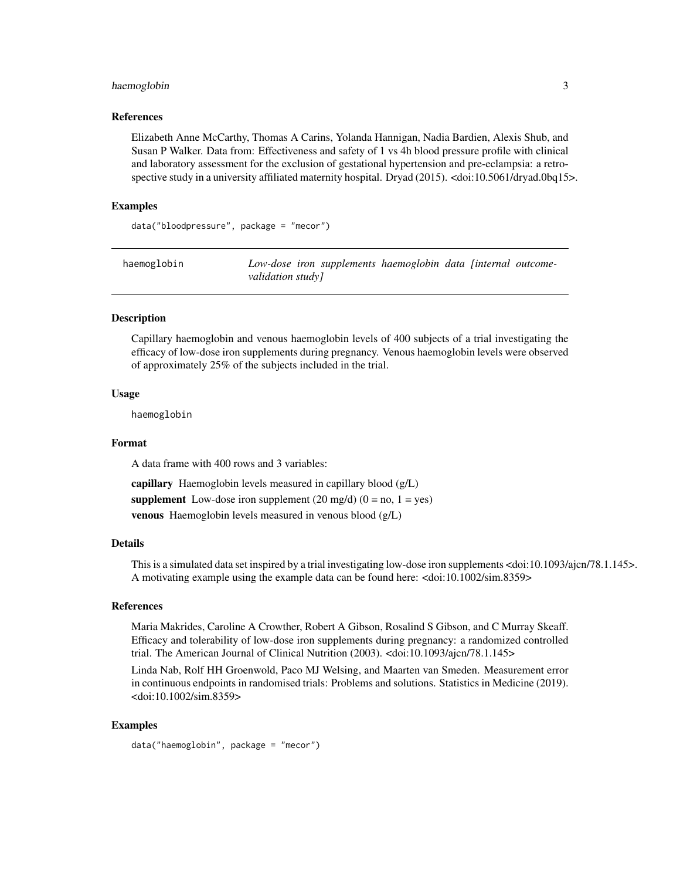### References

Elizabeth Anne McCarthy, Thomas A Carins, Yolanda Hannigan, Nadia Bardien, Alexis Shub, and Susan P Walker. Data from: Effectiveness and safety of 1 vs 4h blood pressure profile with clinical and laboratory assessment for the exclusion of gestational hypertension and pre-eclampsia: a retrospective study in a university affiliated maternity hospital. Dryad (2015). <doi:10.5061/dryad.0bq15>.

### Examples

```
data("bloodpressure", package = "mecor")
```

## haemoglobin — *Low-dose iron supplements haemoglobin data [internal outcome-validation study]*

### Description

Capillary haemoglobin and venous haemoglobin levels of 400 subjects of a trial investigating the efficacy of low-dose iron supplements during pregnancy. Venous haemoglobin levels were observed of approximately 25% of the subjects included in the trial.

### Usage

```
haemoglobin
```

### Format

A data frame with 400 rows and 3 variables:

**capillary** Haemoglobin levels measured in capillary blood (g/L)

**supplement** Low-dose iron supplement (20 mg/d) (0 = no, 1 = yes)

**venous** Haemoglobin levels measured in venous blood (g/L)

### Details

This is a simulated data set inspired by a trial investigating low-dose iron supplements <doi:10.1093/ajcn/78.1.145>. A motivating example using the example data can be found here: <doi:10.1002/sim.8359>

### References

Maria Makrides, Caroline A Crowther, Robert A Gibson, Rosalind S Gibson, and C Murray Skeaff. Efficacy and tolerability of low-dose iron supplements during pregnancy: a randomized controlled trial. The American Journal of Clinical Nutrition (2003). <doi:10.1093/ajcn/78.1.145>

Linda Nab, Rolf HH Groenwold, Paco MJ Welsing, and Maarten van Smeden. Measurement error in continuous endpoints in randomised trials: Problems and solutions. Statistics in Medicine (2019). <doi:10.1002/sim.8359>

### Examples

```
data("haemoglobin", package = "mecor")
```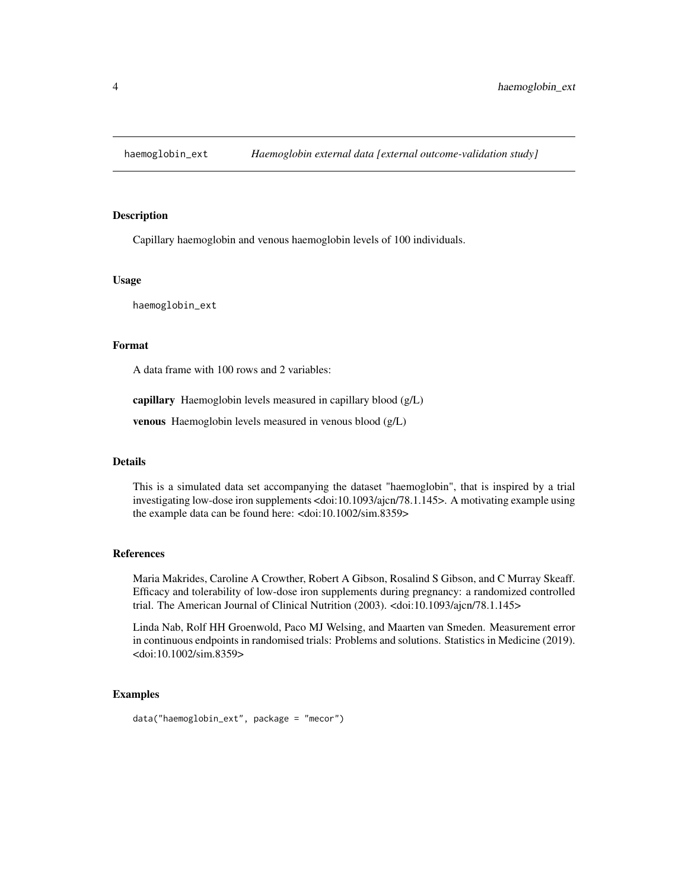haemoglobin_ext *Haemoglobin external data [external outcome-validation study]*

## Description

Capillary haemoglobin and venous haemoglobin levels of 100 individuals.

## Usage

```
haemoglobin_ext
```

## Format

A data frame with 100 rows and 2 variables:

**capillary** Haemoglobin levels measured in capillary blood (g/L)

**venous** Haemoglobin levels measured in venous blood (g/L)

## Details

This is a simulated data set accompanying the dataset "haemoglobin", that is inspired by a trial investigating low-dose iron supplements <doi:10.1093/ajcn/78.1.145>. A motivating example using the example data can be found here: <doi:10.1002/sim.8359>

## References

Maria Makrides, Caroline A Crowther, Robert A Gibson, Rosalind S Gibson, and C Murray Skeaff. Efficacy and tolerability of low-dose iron supplements during pregnancy: a randomized controlled trial. The American Journal of Clinical Nutrition (2003). <doi:10.1093/ajcn/78.1.145>

Linda Nab, Rolf HH Groenwold, Paco MJ Welsing, and Maarten van Smeden. Measurement error in continuous endpoints in randomised trials: Problems and solutions. Statistics in Medicine (2019). <doi:10.1002/sim.8359>

## Examples

```
data("haemoglobin_ext", package = "mecor")
```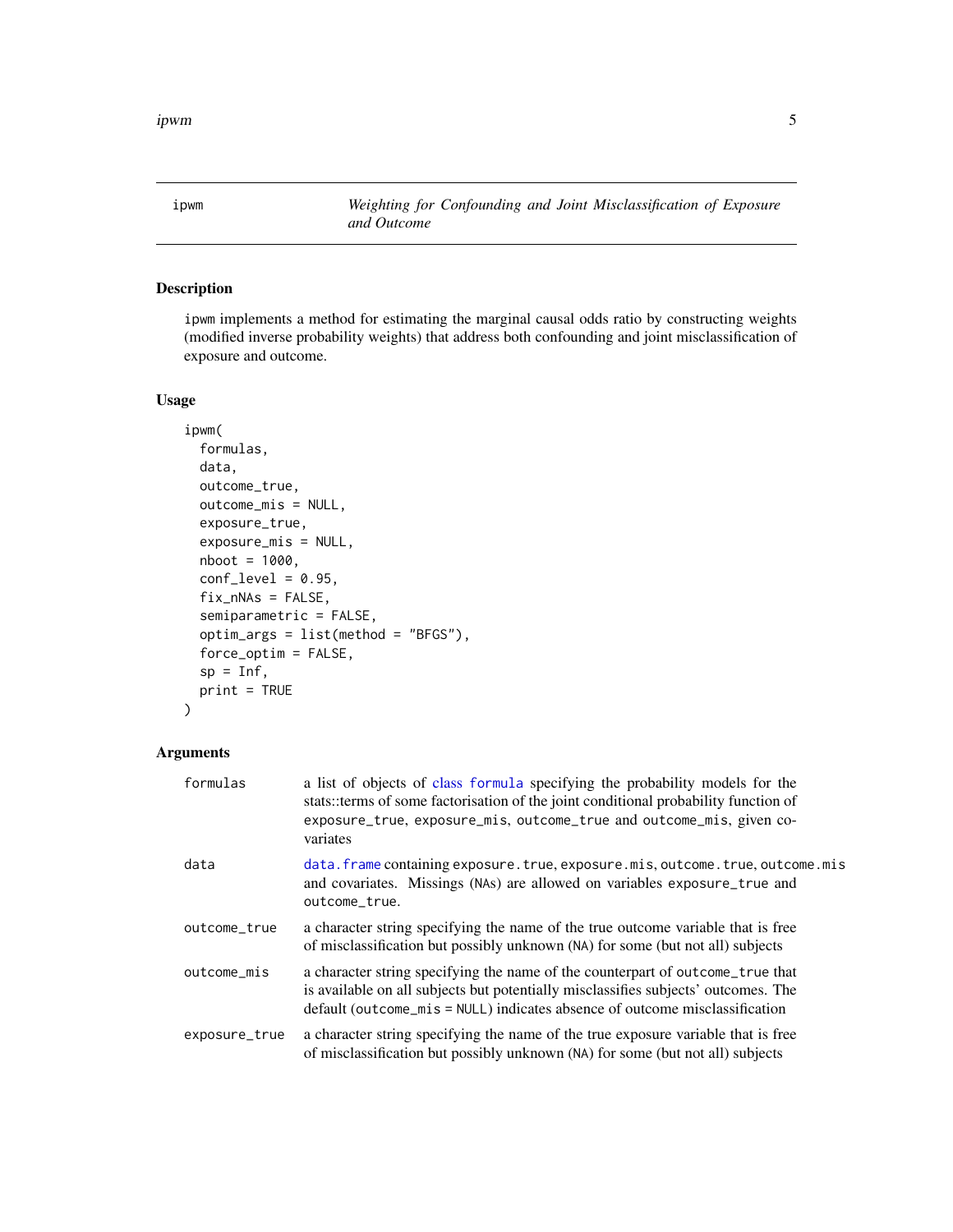ipwm — *Weighting for Confounding and Joint Misclassification of Exposure and Outcome*

## Description

ipwm implements a method for estimating the marginal causal odds ratio by constructing weights (modified inverse probability weights) that address both confounding and joint misclassification of exposure and outcome.

## Usage

```
ipwm(
  formulas,
  data,
  outcome_true,
  outcome_mis = NULL,
  exposure_true,
  exposure_mis = NULL,
  nboot = 1000,
  conf_level = 0.95,
  fix_nNAs = FALSE,
  semiparametric = FALSE,
  optim_args = list(method = "BFGS"),
  force_optim = FALSE,
  sp = Inf,
  print = TRUE
)
```

## Arguments

| Argument | Description |
|---|---|
| formulas | a list of objects of class formula specifying the probability models for the stats::terms of some factorisation of the joint conditional probability function of exposure_true, exposure_mis, outcome_true and outcome_mis, given covariates |
| data | data.frame containing exposure.true, exposure.mis, outcome.true, outcome.mis and covariates. Missings (NAs) are allowed on variables exposure_true and outcome_true. |
| outcome_true | a character string specifying the name of the true outcome variable that is free of misclassification but possibly unknown (NA) for some (but not all) subjects |
| outcome_mis | a character string specifying the name of the counterpart of outcome_true that is available on all subjects but potentially misclassifies subjects' outcomes. The default (outcome_mis = NULL) indicates absence of outcome misclassification |
| exposure_true | a character string specifying the name of the true exposure variable that is free of misclassification but possibly unknown (NA) for some (but not all) subjects |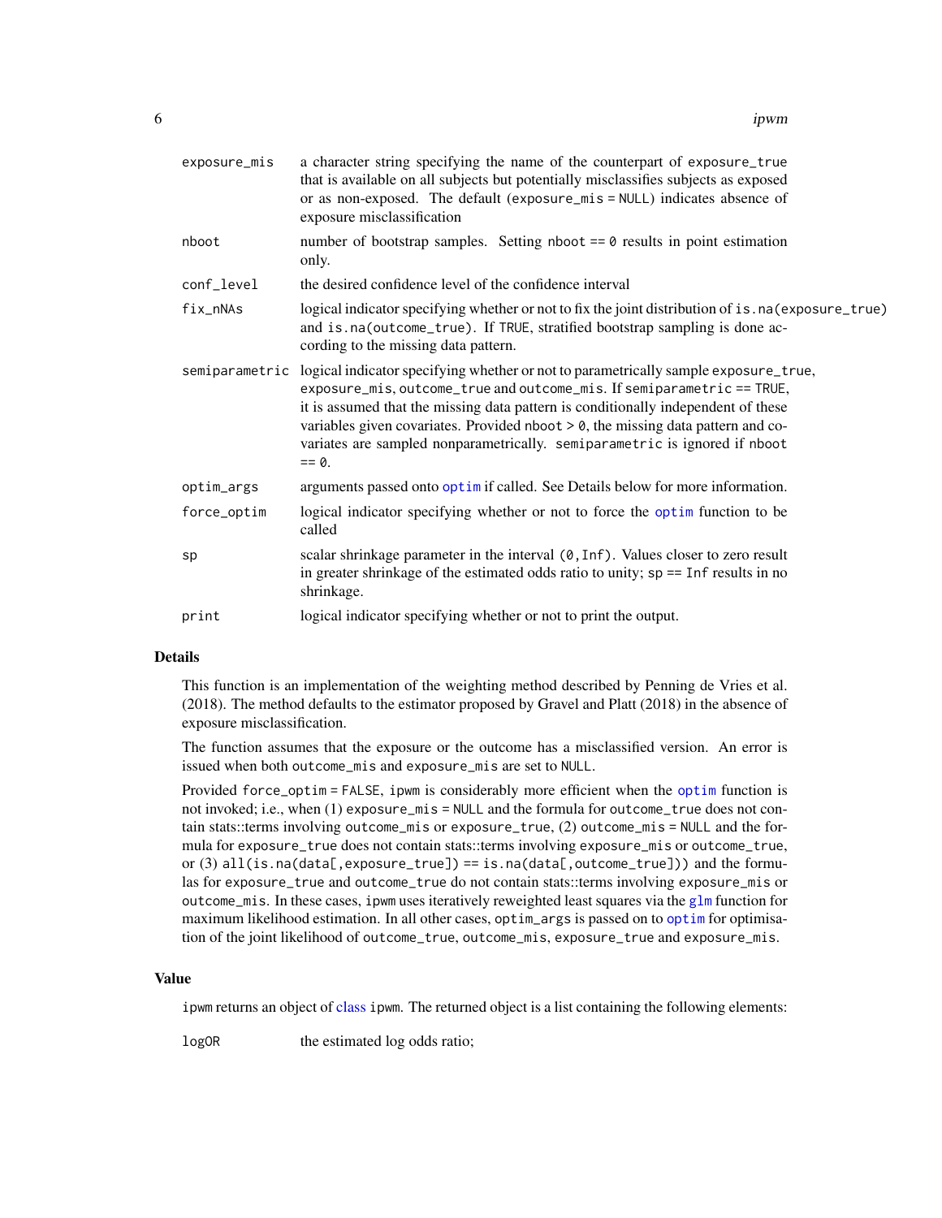| | |
|---|---|
| exposure_mis | a character string specifying the name of the counterpart of exposure_true that is available on all subjects but potentially misclassifies subjects as exposed or as non-exposed. The default (exposure_mis = NULL) indicates absence of exposure misclassification |
| nboot | number of bootstrap samples. Setting nboot == 0 results in point estimation only. |
| conf_level | the desired confidence level of the confidence interval |
| fix_nNAs | logical indicator specifying whether or not to fix the joint distribution of is.na(exposure_true) and is.na(outcome_true). If TRUE, stratified bootstrap sampling is done according to the missing data pattern. |
| semiparametric | logical indicator specifying whether or not to parametrically sample exposure_true, exposure_mis, outcome_true and outcome_mis. If semiparametric == TRUE, it is assumed that the missing data pattern is conditionally independent of these variables given covariates. Provided nboot > 0, the missing data pattern and covariates are sampled nonparametrically. semiparametric is ignored if nboot == 0. |
| optim_args | arguments passed onto optim if called. See Details below for more information. |
| force_optim | logical indicator specifying whether or not to force the optim function to be called |
| sp | scalar shrinkage parameter in the interval (0,Inf). Values closer to zero result in greater shrinkage of the estimated odds ratio to unity; sp == Inf results in no shrinkage. |
| print | logical indicator specifying whether or not to print the output. |

## Details

This function is an implementation of the weighting method described by Penning de Vries et al. (2018). The method defaults to the estimator proposed by Gravel and Platt (2018) in the absence of exposure misclassification.

The function assumes that the exposure or the outcome has a misclassified version. An error is issued when both outcome_mis and exposure_mis are set to NULL.

Provided force_optim = FALSE, ipwm is considerably more efficient when the optim function is not invoked; i.e., when (1) exposure_mis = NULL and the formula for outcome_true does not contain stats::terms involving outcome_mis or exposure_true, (2) outcome_mis = NULL and the formula for exposure_true does not contain stats::terms involving exposure_mis or outcome_true, or (3) all(is.na(data[,exposure_true]) == is.na(data[,outcome_true])) and the formulas for exposure_true and outcome_true do not contain stats::terms involving exposure_mis or outcome_mis. In these cases, ipwm uses iteratively reweighted least squares via the glm function for maximum likelihood estimation. In all other cases, optim_args is passed on to optim for optimisation of the joint likelihood of outcome_true, outcome_mis, exposure_true and exposure_mis.

## Value

ipwm returns an object of class ipwm. The returned object is a list containing the following elements:

| | |
|---|---|
| logOR | the estimated log odds ratio; |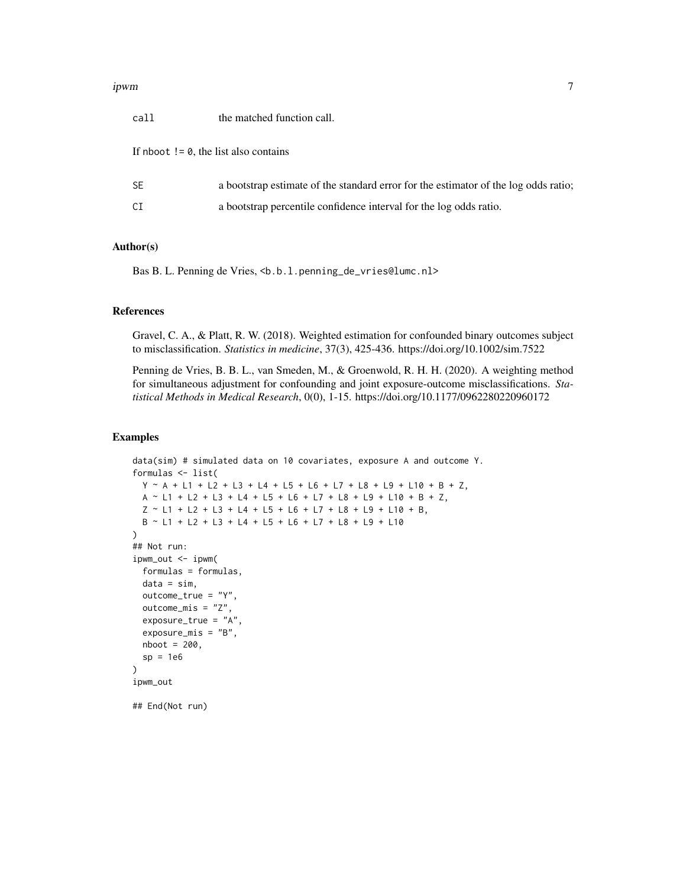| | |
|---|---|
| call | the matched function call. |

If nboot != 0, the list also contains

| | |
|---|---|
| SE | a bootstrap estimate of the standard error for the estimator of the log odds ratio; |
| CI | a bootstrap percentile confidence interval for the log odds ratio. |

## Author(s)

Bas B. L. Penning de Vries, <b.b.l.penning_de_vries@lumc.nl>

## References

Gravel, C. A., & Platt, R. W. (2018). Weighted estimation for confounded binary outcomes subject to misclassification. *Statistics in medicine*, 37(3), 425-436. https://doi.org/10.1002/sim.7522

Penning de Vries, B. B. L., van Smeden, M., & Groenwold, R. H. H. (2020). A weighting method for simultaneous adjustment for confounding and joint exposure-outcome misclassifications. *Statistical Methods in Medical Research*, 0(0), 1-15. https://doi.org/10.1177/0962280220960172

## Examples

```
data(sim) # simulated data on 10 covariates, exposure A and outcome Y.
formulas <- list(
  Y ~ A + L1 + L2 + L3 + L4 + L5 + L6 + L7 + L8 + L9 + L10 + B + Z,
  A ~ L1 + L2 + L3 + L4 + L5 + L6 + L7 + L8 + L9 + L10 + B + Z,
  Z ~ L1 + L2 + L3 + L4 + L5 + L6 + L7 + L8 + L9 + L10 + B,
  B ~ L1 + L2 + L3 + L4 + L5 + L6 + L7 + L8 + L9 + L10
)
## Not run:
ipwm_out <- ipwm(
  formulas = formulas,
  data = sim,
  outcome_true = "Y",
  outcome_mis = "Z",
  exposure_true = "A",
  exposure_mis = "B",
  nboot = 200,
  sp = 1e6
)
ipwm_out

## End(Not run)
```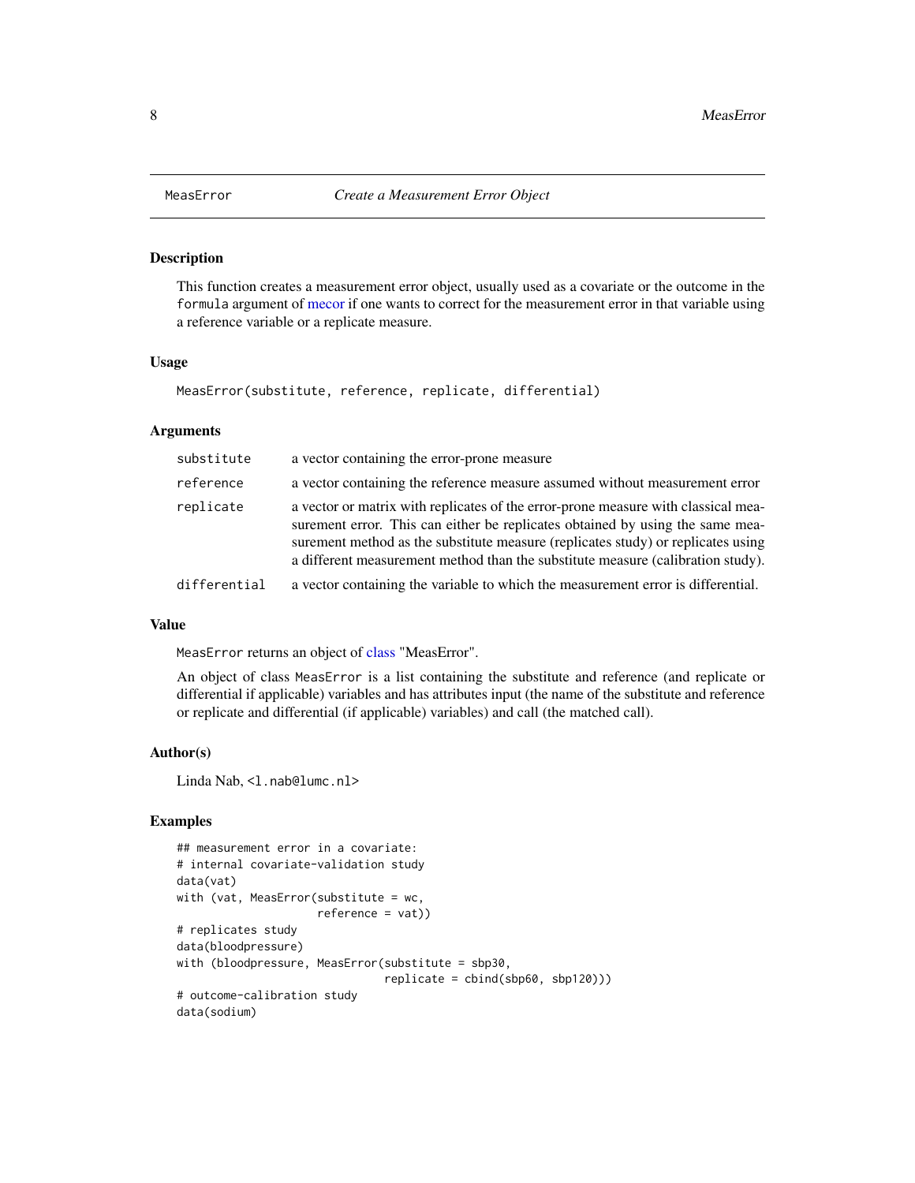# MeasError — *Create a Measurement Error Object*

## Description

This function creates a measurement error object, usually used as a covariate or the outcome in the `formula` argument of mecor if one wants to correct for the measurement error in that variable using a reference variable or a replicate measure.

## Usage

```
MeasError(substitute, reference, replicate, differential)
```

## Arguments

| | |
|---|---|
| `substitute` | a vector containing the error-prone measure |
| `reference` | a vector containing the reference measure assumed without measurement error |
| `replicate` | a vector or matrix with replicates of the error-prone measure with classical measurement error. This can either be replicates obtained by using the same measurement method as the substitute measure (replicates study) or replicates using a different measurement method than the substitute measure (calibration study). |
| `differential` | a vector containing the variable to which the measurement error is differential. |

## Value

`MeasError` returns an object of class "MeasError".

An object of class `MeasError` is a list containing the substitute and reference (and replicate or differential if applicable) variables and has attributes input (the name of the substitute and reference or replicate and differential (if applicable) variables) and call (the matched call).

## Author(s)

Linda Nab, `<l.nab@lumc.nl>`

## Examples

```
## measurement error in a covariate:
# internal covariate-validation study
data(vat)
with (vat, MeasError(substitute = wc,
                     reference = vat))
# replicates study
data(bloodpressure)
with (bloodpressure, MeasError(substitute = sbp30,
                               replicate = cbind(sbp60, sbp120)))
# outcome-calibration study
data(sodium)
```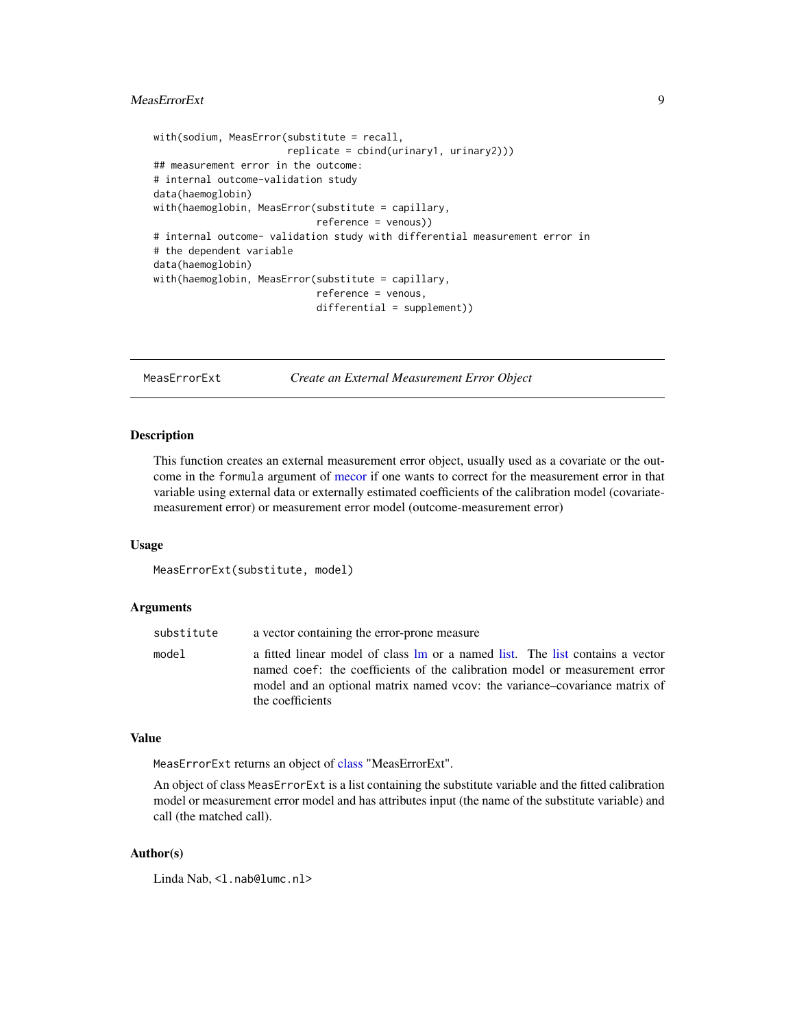```
with(sodium, MeasError(substitute = recall,
                       replicate = cbind(urinary1, urinary2)))
## measurement error in the outcome:
# internal outcome-validation study
data(haemoglobin)
with(haemoglobin, MeasError(substitute = capillary,
                            reference = venous))
# internal outcome- validation study with differential measurement error in
# the dependent variable
data(haemoglobin)
with(haemoglobin, MeasError(substitute = capillary,
                            reference = venous,
                            differential = supplement))
```

---

## MeasErrorExt — *Create an External Measurement Error Object*

---

### Description

This function creates an external measurement error object, usually used as a covariate or the outcome in the `formula` argument of mecor if one wants to correct for the measurement error in that variable using external data or externally estimated coefficients of the calibration model (covariate-measurement error) or measurement error model (outcome-measurement error)

### Usage

```
MeasErrorExt(substitute, model)
```

### Arguments

| | |
|---|---|
| `substitute` | a vector containing the error-prone measure |
| `model` | a fitted linear model of class lm or a named list. The list contains a vector named `coef`: the coefficients of the calibration model or measurement error model and an optional matrix named `vcov`: the variance–covariance matrix of the coefficients |

### Value

`MeasErrorExt` returns an object of class "MeasErrorExt".

An object of class `MeasErrorExt` is a list containing the substitute variable and the fitted calibration model or measurement error model and has attributes input (the name of the substitute variable) and call (the matched call).

### Author(s)

Linda Nab, <l.nab@lumc.nl>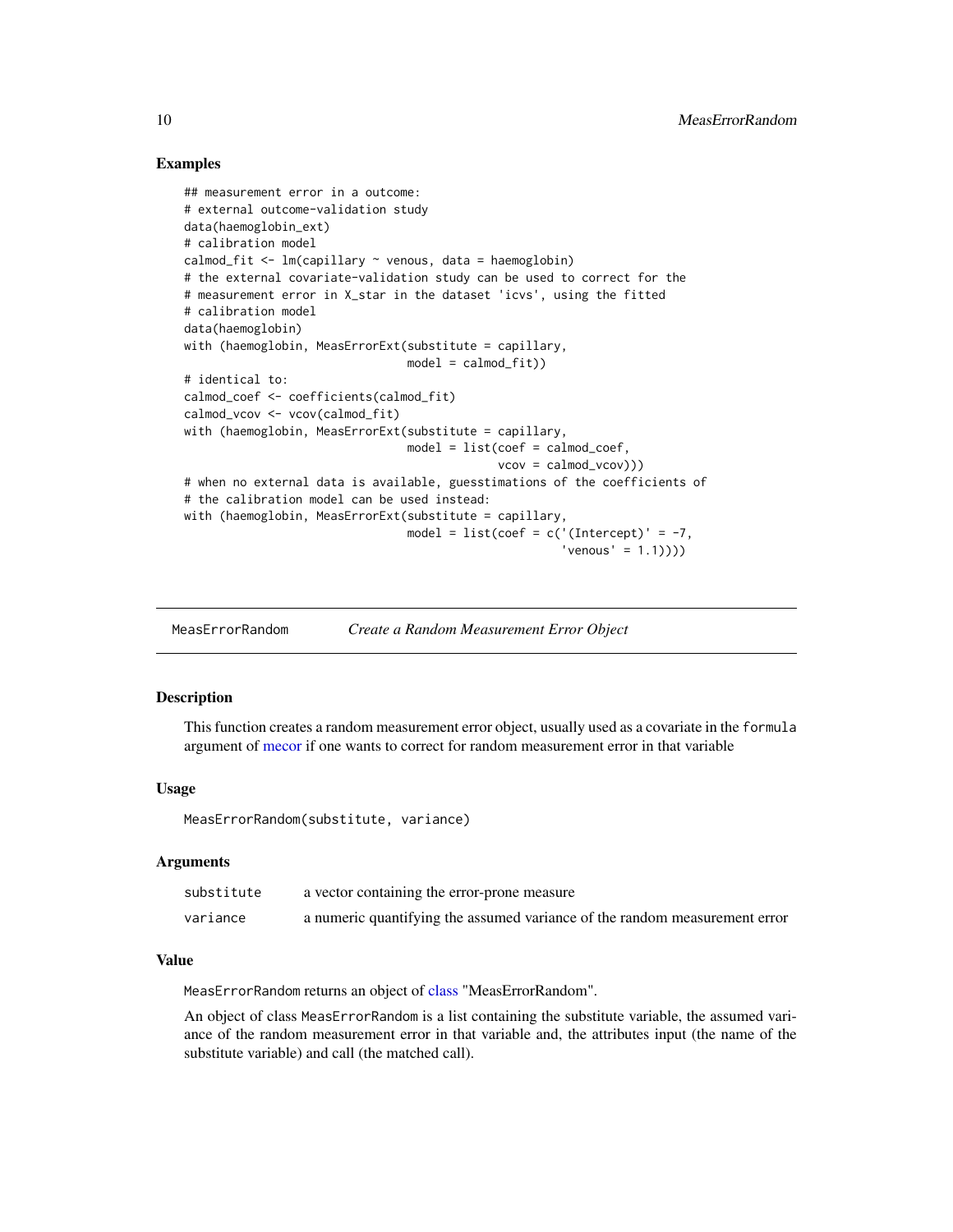### Examples

```
## measurement error in a outcome:
# external outcome-validation study
data(haemoglobin_ext)
# calibration model
calmod_fit <- lm(capillary ~ venous, data = haemoglobin)
# the external covariate-validation study can be used to correct for the
# measurement error in X_star in the dataset 'icvs', using the fitted
# calibration model
data(haemoglobin)
with (haemoglobin, MeasErrorExt(substitute = capillary,
                                model = calmod_fit))
# identical to:
calmod_coef <- coefficients(calmod_fit)
calmod_vcov <- vcov(calmod_fit)
with (haemoglobin, MeasErrorExt(substitute = capillary,
                                model = list(coef = calmod_coef,
                                             vcov = calmod_vcov)))
# when no external data is available, guesstimations of the coefficients of
# the calibration model can be used instead:
with (haemoglobin, MeasErrorExt(substitute = capillary,
                                model = list(coef = c('(Intercept)' = -7,
                                                      'venous' = 1.1))))
```

---

## MeasErrorRandom — *Create a Random Measurement Error Object*

### Description

This function creates a random measurement error object, usually used as a covariate in the `formula` argument of mecor if one wants to correct for random measurement error in that variable

### Usage

```
MeasErrorRandom(substitute, variance)
```

### Arguments

| | |
|---|---|
| `substitute` | a vector containing the error-prone measure |
| `variance` | a numeric quantifying the assumed variance of the random measurement error |

### Value

`MeasErrorRandom` returns an object of class "MeasErrorRandom".

An object of class `MeasErrorRandom` is a list containing the substitute variable, the assumed variance of the random measurement error in that variable and, the attributes input (the name of the substitute variable) and call (the matched call).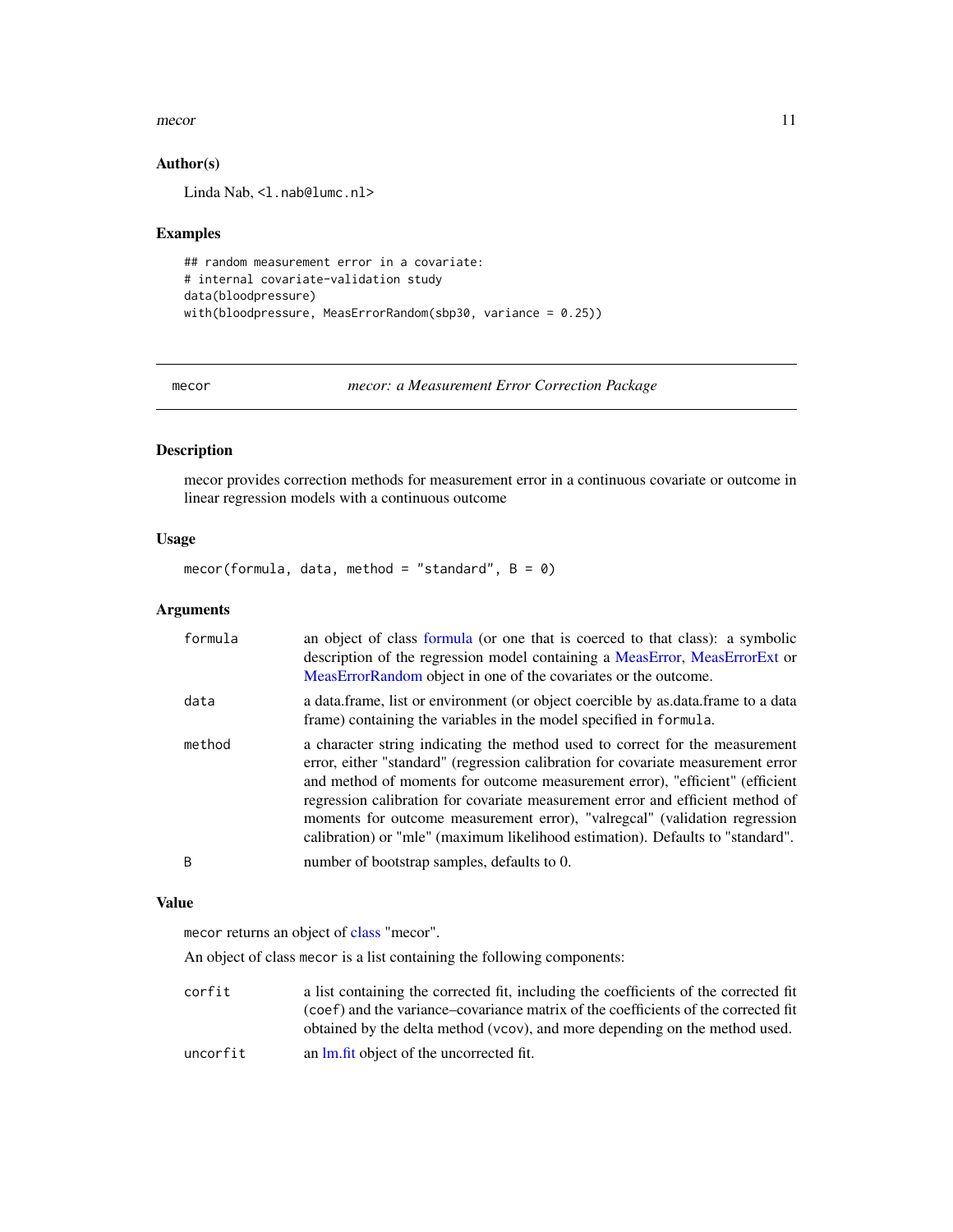### Author(s)

Linda Nab, <l.nab@lumc.nl>

### Examples

```
## random measurement error in a covariate:
# internal covariate-validation study
data(bloodpressure)
with(bloodpressure, MeasErrorRandom(sbp30, variance = 0.25))
```

---

## mecor — *mecor: a Measurement Error Correction Package*

### Description

mecor provides correction methods for measurement error in a continuous covariate or outcome in linear regression models with a continuous outcome

### Usage

```
mecor(formula, data, method = "standard", B = 0)
```

### Arguments

| | |
|---|---|
| `formula` | an object of class formula (or one that is coerced to that class): a symbolic description of the regression model containing a MeasError, MeasErrorExt or MeasErrorRandom object in one of the covariates or the outcome. |
| `data` | a data.frame, list or environment (or object coercible by as.data.frame to a data frame) containing the variables in the model specified in `formula`. |
| `method` | a character string indicating the method used to correct for the measurement error, either "standard" (regression calibration for covariate measurement error and method of moments for outcome measurement error), "efficient" (efficient regression calibration for covariate measurement error and efficient method of moments for outcome measurement error), "valregcal" (validation regression calibration) or "mle" (maximum likelihood estimation). Defaults to "standard". |
| `B` | number of bootstrap samples, defaults to 0. |

### Value

`mecor` returns an object of class "mecor".

An object of class `mecor` is a list containing the following components:

| | |
|---|---|
| `corfit` | a list containing the corrected fit, including the coefficients of the corrected fit (`coef`) and the variance–covariance matrix of the coefficients of the corrected fit obtained by the delta method (`vcov`), and more depending on the method used. |
| `uncorfit` | an lm.fit object of the uncorrected fit. |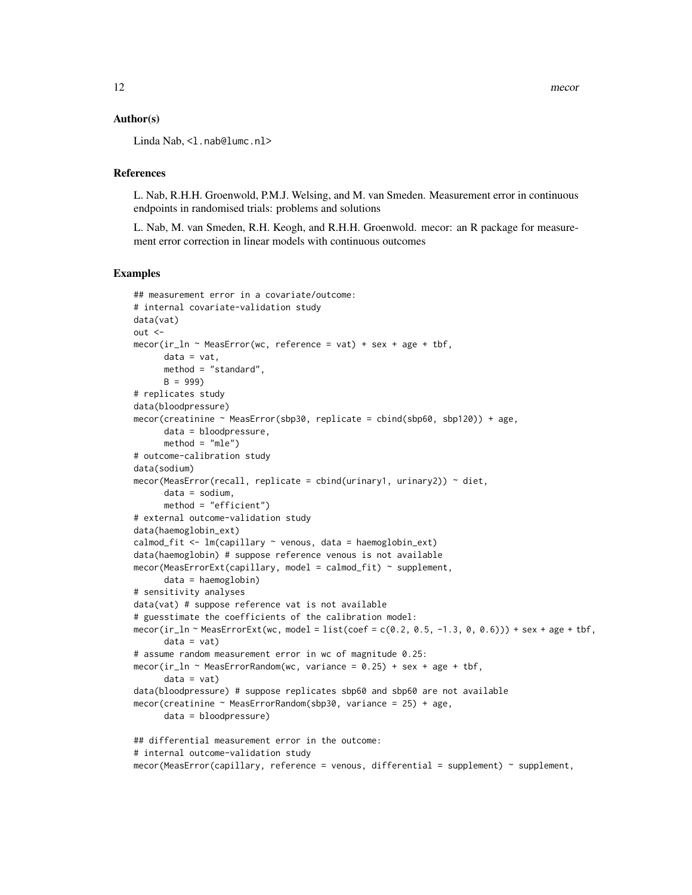### Author(s)

Linda Nab, <l.nab@lumc.nl>

### References

L. Nab, R.H.H. Groenwold, P.M.J. Welsing, and M. van Smeden. Measurement error in continuous endpoints in randomised trials: problems and solutions

L. Nab, M. van Smeden, R.H. Keogh, and R.H.H. Groenwold. mecor: an R package for measurement error correction in linear models with continuous outcomes

### Examples

```
## measurement error in a covariate/outcome:
# internal covariate-validation study
data(vat)
out <-
mecor(ir_ln ~ MeasError(wc, reference = vat) + sex + age + tbf,
      data = vat,
      method = "standard",
      B = 999)
# replicates study
data(bloodpressure)
mecor(creatinine ~ MeasError(sbp30, replicate = cbind(sbp60, sbp120)) + age,
      data = bloodpressure,
      method = "mle")
# outcome-calibration study
data(sodium)
mecor(MeasError(recall, replicate = cbind(urinary1, urinary2)) ~ diet,
      data = sodium,
      method = "efficient")
# external outcome-validation study
data(haemoglobin_ext)
calmod_fit <- lm(capillary ~ venous, data = haemoglobin_ext)
data(haemoglobin) # suppose reference venous is not available
mecor(MeasErrorExt(capillary, model = calmod_fit) ~ supplement,
      data = haemoglobin)
# sensitivity analyses
data(vat) # suppose reference vat is not available
# guesstimate the coefficients of the calibration model:
mecor(ir_ln ~ MeasErrorExt(wc, model = list(coef = c(0.2, 0.5, -1.3, 0, 0.6))) + sex + age + tbf,
      data = vat)
# assume random measurement error in wc of magnitude 0.25:
mecor(ir_ln ~ MeasErrorRandom(wc, variance = 0.25) + sex + age + tbf,
      data = vat)
data(bloodpressure) # suppose replicates sbp60 and sbp60 are not available
mecor(creatinine ~ MeasErrorRandom(sbp30, variance = 25) + age,
      data = bloodpressure)

## differential measurement error in the outcome:
# internal outcome-validation study
mecor(MeasError(capillary, reference = venous, differential = supplement) ~ supplement,
```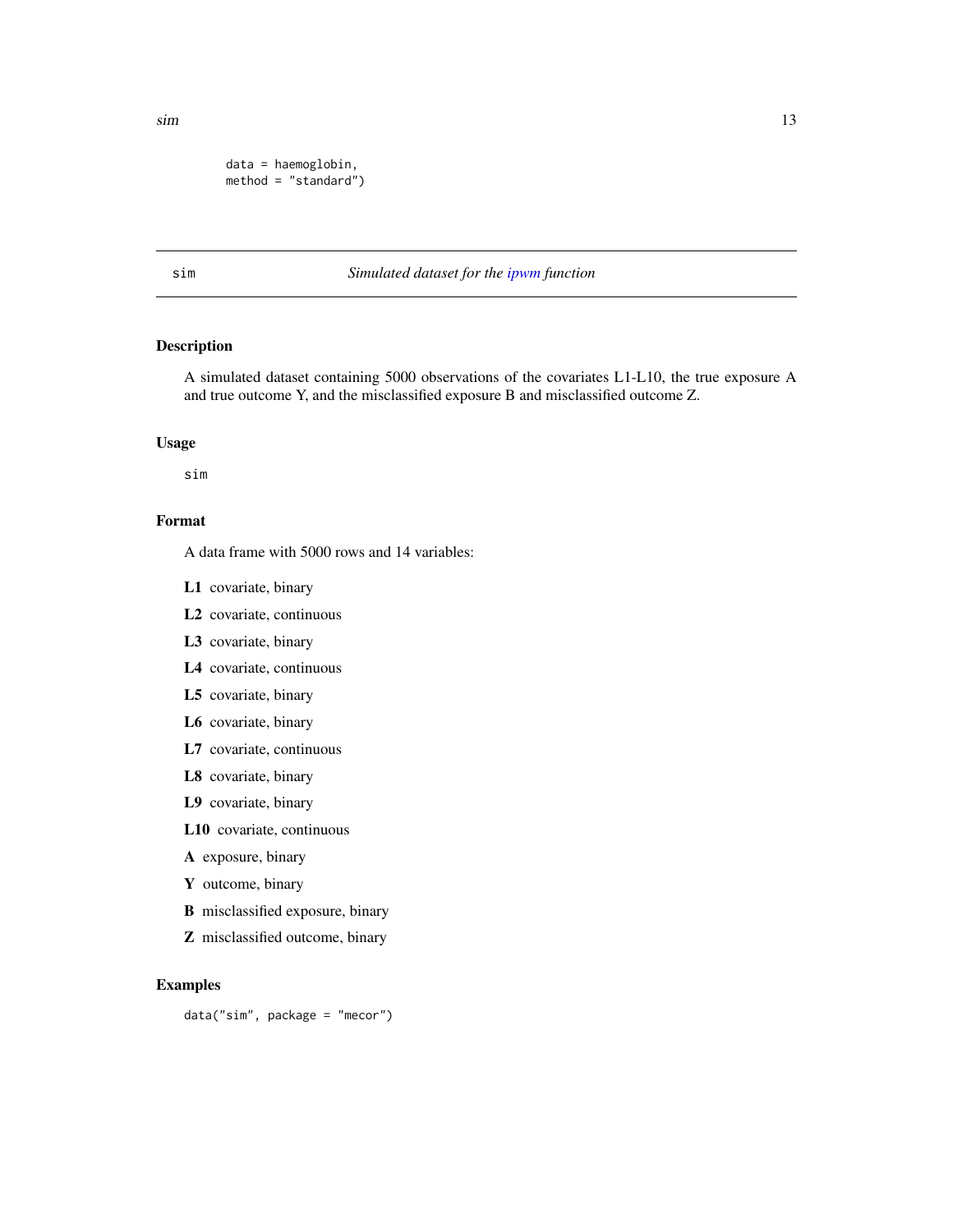```
        data = haemoglobin,
        method = "standard")
```

---

## sim — *Simulated dataset for the ipwm function*

### Description

A simulated dataset containing 5000 observations of the covariates L1-L10, the true exposure A and true outcome Y, and the misclassified exposure B and misclassified outcome Z.

### Usage

```
sim
```

### Format

A data frame with 5000 rows and 14 variables:

- **L1** covariate, binary
- **L2** covariate, continuous
- **L3** covariate, binary
- **L4** covariate, continuous
- **L5** covariate, binary
- **L6** covariate, binary
- **L7** covariate, continuous
- **L8** covariate, binary
- **L9** covariate, binary
- **L10** covariate, continuous
- **A** exposure, binary
- **Y** outcome, binary
- **B** misclassified exposure, binary
- **Z** misclassified outcome, binary

### Examples

```
data("sim", package = "mecor")
```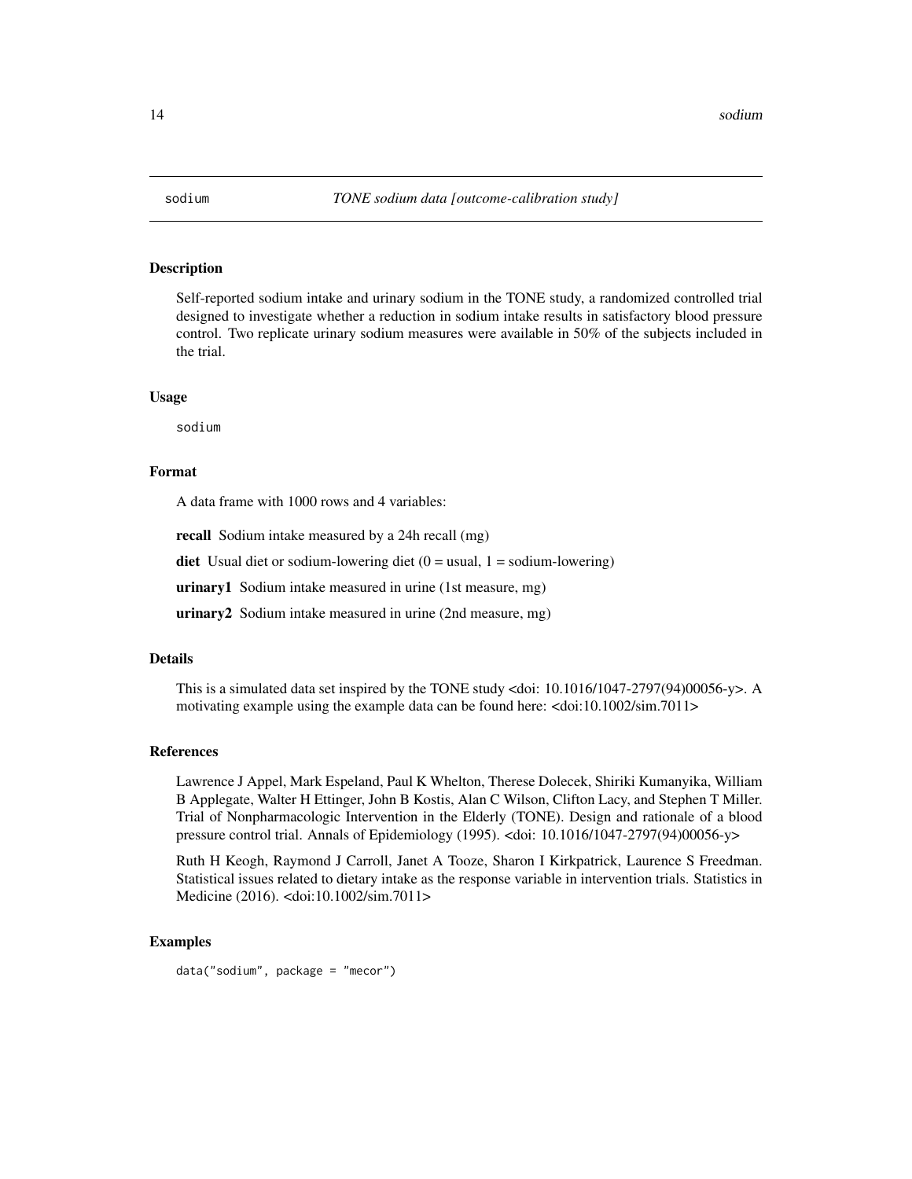sodium *TONE sodium data [outcome-calibration study]*

## Description

Self-reported sodium intake and urinary sodium in the TONE study, a randomized controlled trial designed to investigate whether a reduction in sodium intake results satisfactory blood pressure control. Two replicate urinary sodium measures were available in 50% of the subjects included in the trial.

## Usage

```
sodium
```

## Format

A data frame with 1000 rows and 4 variables:

**recall** Sodium intake measured by a 24h recall (mg)

**diet** Usual diet or sodium-lowering diet (0 = usual, 1 = sodium-lowering)

**urinary1** Sodium intake measured in urine (1st measure, mg)

**urinary2** Sodium intake measured in urine (2nd measure, mg)

## Details

This is a simulated data set inspired by the TONE study <doi: 10.1016/1047-2797(94)00056-y>. A motivating example using the example data can be found here: <doi:10.1002/sim.7011>

## References

Lawrence J Appel, Mark Espeland, Paul K Whelton, Therese Dolecek, Shiriki Kumanyika, William B Applegate, Walter H Ettinger, John B Kostis, Alan C Wilson, Clifton Lacy, and Stephen T Miller. Trial of Nonpharmacologic Intervention in the Elderly (TONE). Design and rationale of a blood pressure control trial. Annals of Epidemiology (1995). <doi: 10.1016/1047-2797(94)00056-y>

Ruth H Keogh, Raymond J Carroll, Janet A Tooze, Sharon I Kirkpatrick, Laurence S Freedman. Statistical issues related to dietary intake as the response variable in intervention trials. Statistics in Medicine (2016). <doi:10.1002/sim.7011>

## Examples

```
data("sodium", package = "mecor")
```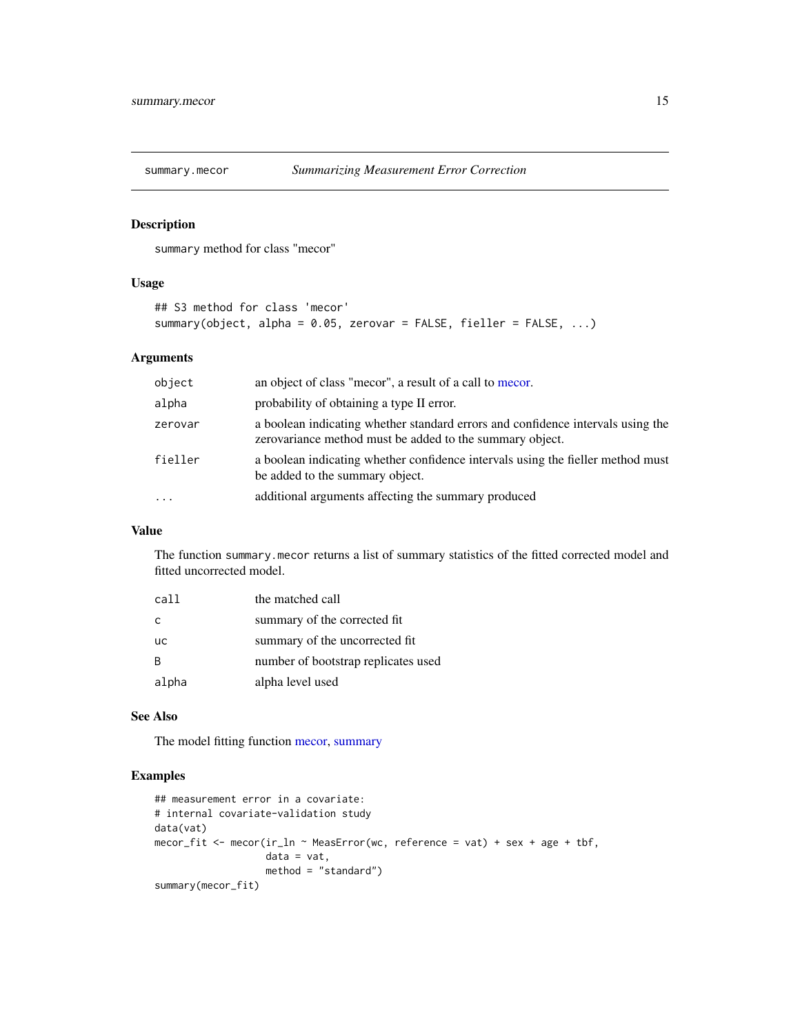summary.mecor — *Summarizing Measurement Error Correction*

## Description

summary method for class "mecor"

## Usage

```
## S3 method for class 'mecor'
summary(object, alpha = 0.05, zerovar = FALSE, fieller = FALSE, ...)
```

## Arguments

| | |
|---|---|
| object | an object of class "mecor", a result of a call to mecor. |
| alpha | probability of obtaining a type II error. |
| zerovar | a boolean indicating whether standard errors and confidence intervals using the zerovariance method must be added to the summary object. |
| fieller | a boolean indicating whether confidence intervals using the fieller method must be added to the summary object. |
| ... | additional arguments affecting the summary produced |

## Value

The function summary.mecor returns a list of summary statistics of the fitted corrected model and fitted uncorrected model.

| | |
|---|---|
| call | the matched call |
| c | summary of the corrected fit |
| uc | summary of the uncorrected fit |
| B | number of bootstrap replicates used |
| alpha | alpha level used |

## See Also

The model fitting function mecor, summary

## Examples

```
## measurement error in a covariate:
# internal covariate-validation study
data(vat)
mecor_fit <- mecor(ir_ln ~ MeasError(wc, reference = vat) + sex + age + tbf,
                   data = vat,
                   method = "standard")
summary(mecor_fit)
```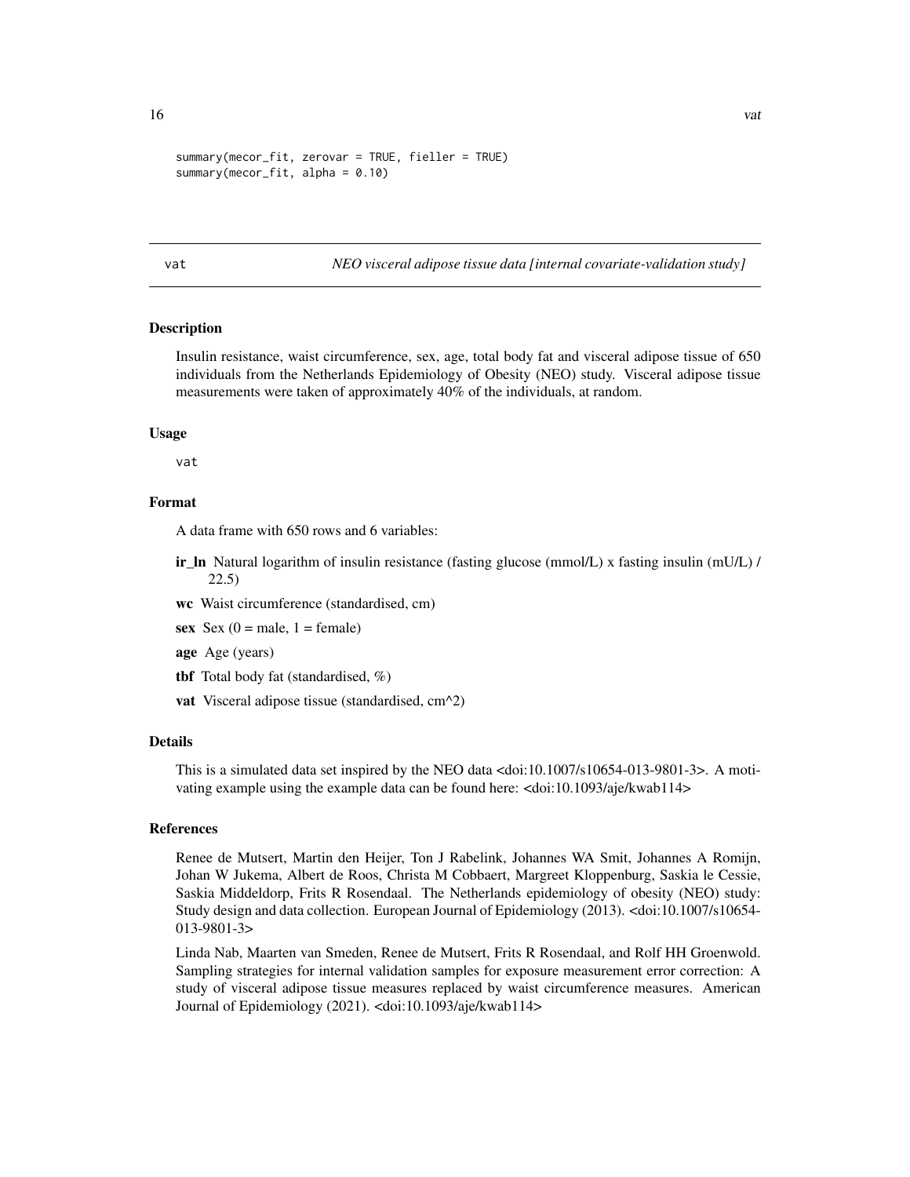```
summary(mecor_fit, zerovar = TRUE, fieller = TRUE)
summary(mecor_fit, alpha = 0.10)
```

---

## vat — *NEO visceral adipose tissue data [internal covariate-validation study]*

---

### Description

Insulin resistance, waist circumference, sex, age, total body fat and visceral adipose tissue of 650 individuals from the Netherlands Epidemiology of Obesity (NEO) study. Visceral adipose tissue measurements were taken of approximately 40% of the individuals, at random.

### Usage

```
vat
```

### Format

A data frame with 650 rows and 6 variables:

- **ir_ln** Natural logarithm of insulin resistance (fasting glucose (mmol/L) x fasting insulin (mU/L) / 22.5)
- **wc** Waist circumference (standardised, cm)
- **sex** Sex (0 = male, 1 = female)
- **age** Age (years)
- **tbf** Total body fat (standardised, %)
- **vat** Visceral adipose tissue (standardised, cm^2)

### Details

This is a simulated data set inspired by the NEO data <doi:10.1007/s10654-013-9801-3>. A motivating example using the example data can be found here: <doi:10.1093/aje/kwab114>

### References

Renee de Mutsert, Martin den Heijer, Ton J Rabelink, Johannes WA Smit, Johannes A Romijn, Johan W Jukema, Albert de Roos, Christa M Cobbaert, Margreet Kloppenburg, Saskia le Cessie, Saskia Middeldorp, Frits R Rosendaal. The Netherlands epidemiology of obesity (NEO) study: Study design and data collection. European Journal of Epidemiology (2013). <doi:10.1007/s10654-013-9801-3>

Linda Nab, Maarten van Smeden, Renee de Mutsert, Frits R Rosendaal, and Rolf HH Groenwold. Sampling strategies for internal validation samples for exposure measurement error correction: A study of visceral adipose tissue measures replaced by waist circumference measures. American Journal of Epidemiology (2021). <doi:10.1093/aje/kwab114>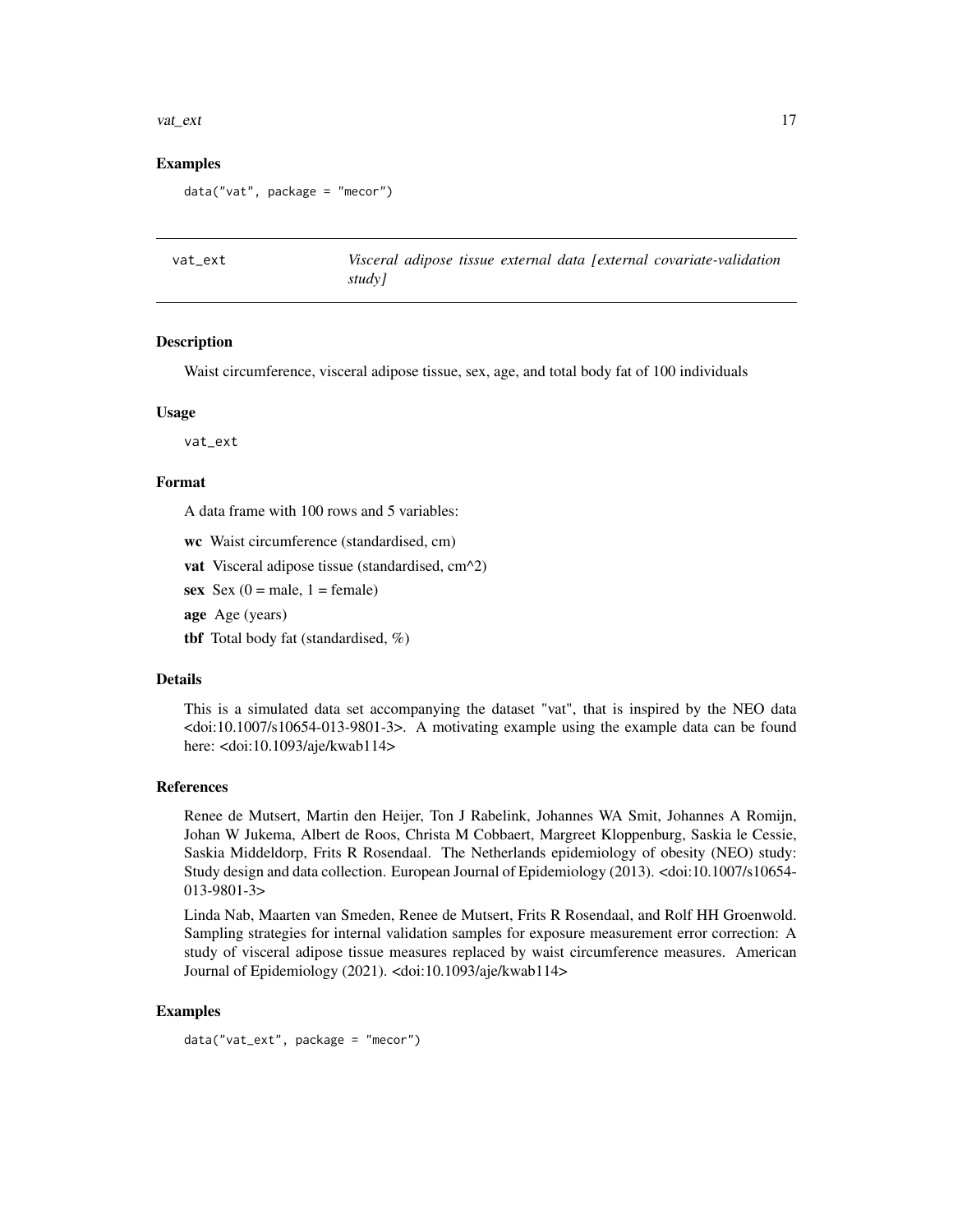### Examples

```
data("vat", package = "mecor")
```

## vat_ext

*Visceral adipose tissue external data [external covariate-validation study]*

### Description

Waist circumference, visceral adipose tissue, sex, age, and total body fat of 100 individuals

### Usage

```
vat_ext
```

### Format

A data frame with 100 rows and 5 variables:

**wc** Waist circumference (standardised, cm)

**vat** Visceral adipose tissue (standardised, cm^2)

**sex** Sex (0 = male, 1 = female)

**age** Age (years)

**tbf** Total body fat (standardised, %)

### Details

This is a simulated data set accompanying the dataset "vat", that is inspired by the NEO data <doi:10.1007/s10654-013-9801-3>. A motivating example using the example data can be found here: <doi:10.1093/aje/kwab114>

### References

Renee de Mutsert, Martin den Heijer, Ton J Rabelink, Johannes WA Smit, Johannes A Romijn, Johan W Jukema, Albert de Roos, Christa M Cobbaert, Margreet Kloppenburg, Saskia le Cessie, Saskia Middeldorp, Frits R Rosendaal. The Netherlands epidemiology of obesity (NEO) study: Study design and data collection. European Journal of Epidemiology (2013). <doi:10.1007/s10654-013-9801-3>

Linda Nab, Maarten van Smeden, Renee de Mutsert, Frits R Rosendaal, and Rolf HH Groenwold. Sampling strategies for internal validation samples for exposure measurement error correction: A study of visceral adipose tissue measures replaced by waist circumference measures. American Journal of Epidemiology (2021). <doi:10.1093/aje/kwab114>

### Examples

```
data("vat_ext", package = "mecor")
```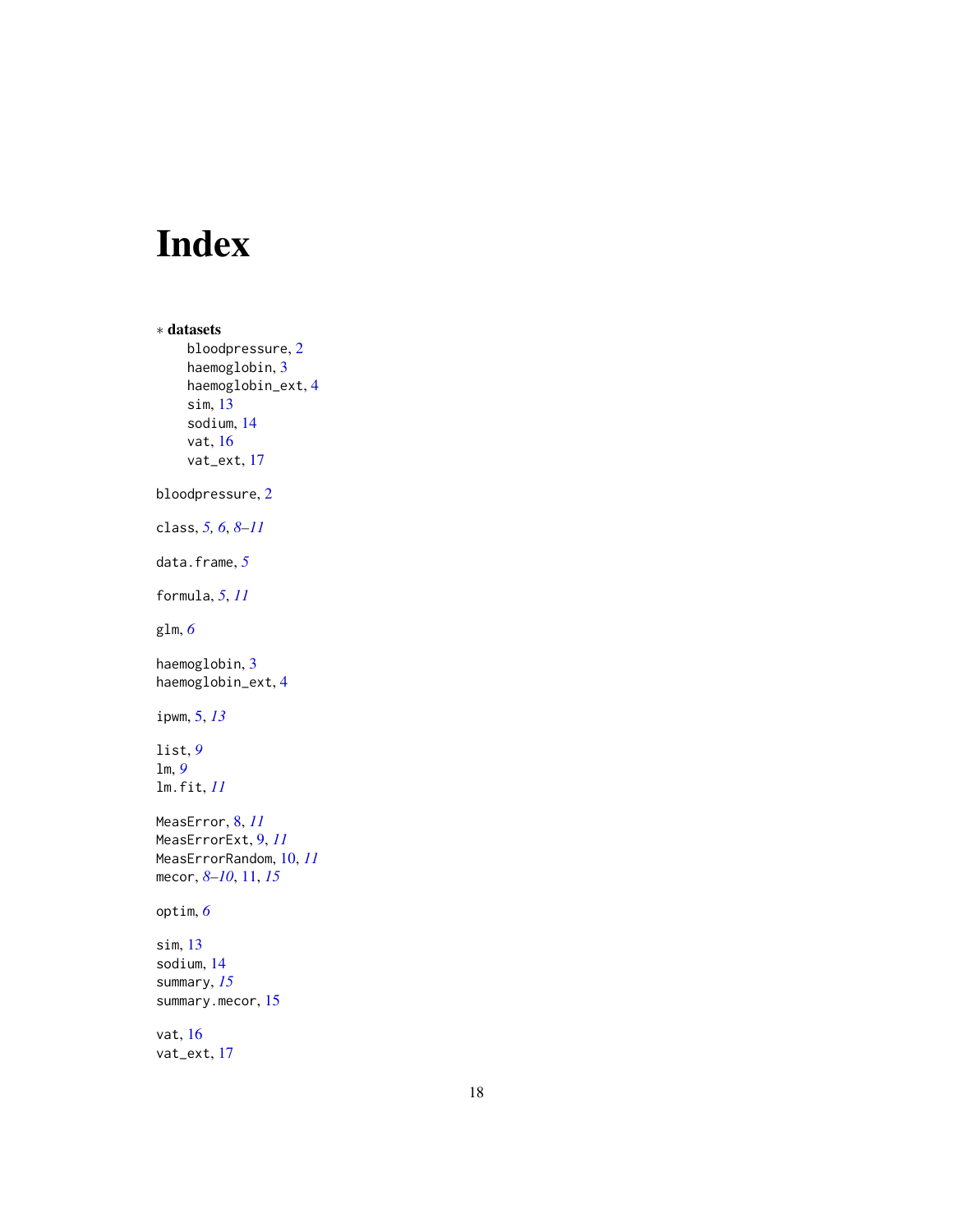# Index

∗ **datasets**
    bloodpressure, 2
    haemoglobin, 3
    haemoglobin_ext, 4
    sim, 13
    sodium, 14
    vat, 16
    vat_ext, 17

bloodpressure, 2

class, *5, 6*, *8–11*

data.frame, *5*

formula, *5*, *11*

glm, *6*

haemoglobin, 3
haemoglobin_ext, 4

ipwm, 5, *13*

list, *9*
lm, *9*
lm.fit, *11*

MeasError, 8, *11*
MeasErrorExt, 9, *11*
MeasErrorRandom, 10, *11*
mecor, *8–10*, 11, *15*

optim, *6*

sim, 13
sodium, 14
summary, *15*
summary.mecor, 15

vat, 16
vat_ext, 17